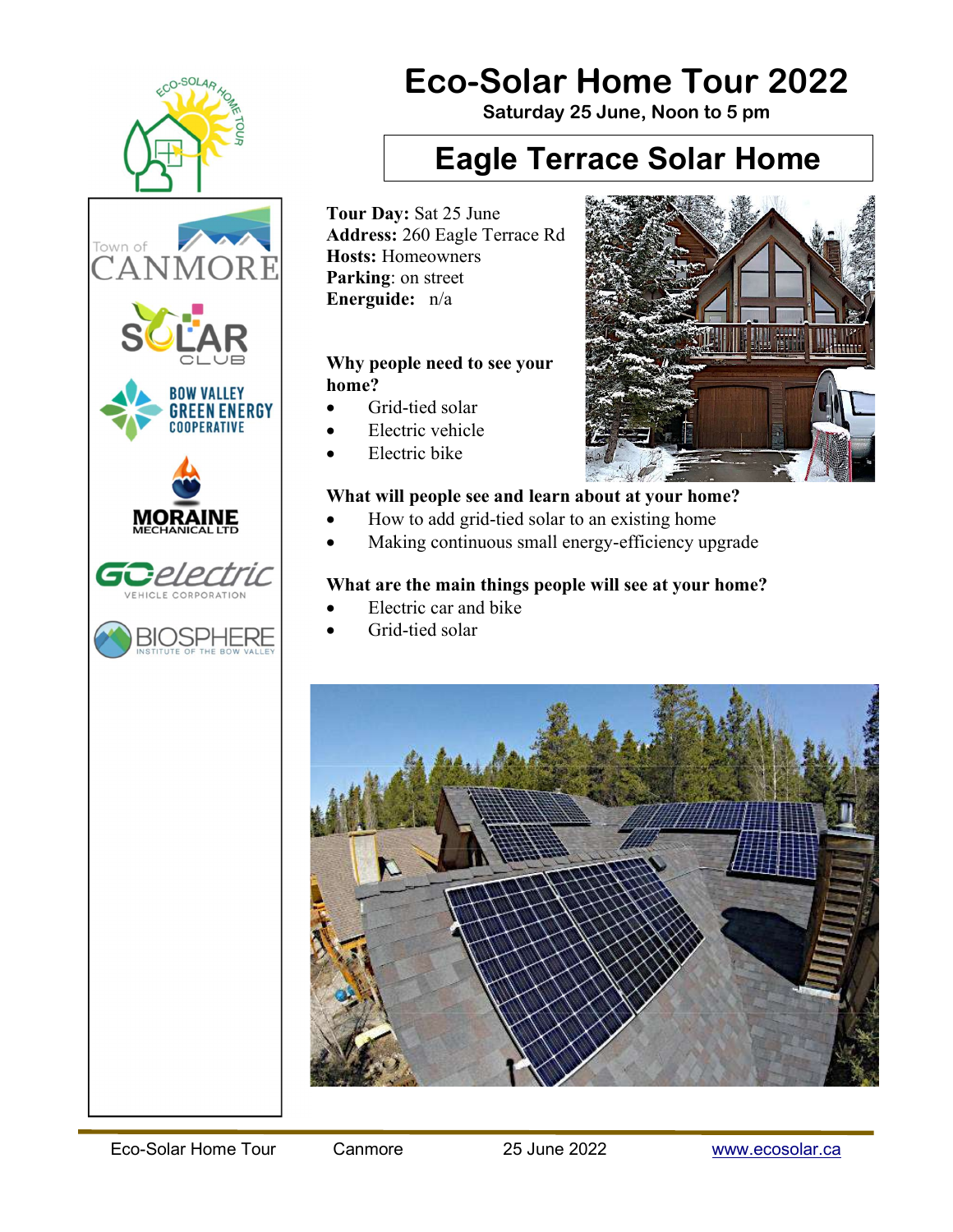# Eco-Solar Home Tour 2022

**Saturday 25 June, Noon to 5 pm**

## Eagle Terrace Solar Home

**Tour Day:** Sat 25 June
**Address:** 260 Eagle Terrace Rd
**Hosts:** Homeowners
**Parking**: on street
**Energuide:** n/a

**Why people need to see your home?**

- Grid-tied solar
- Electric vehicle
- Electric bike

**What will people see and learn about at your home?**

- How to add grid-tied solar to an existing home
- Making continuous small energy-efficiency upgrade

**What are the main things people will see at your home?**

- Electric car and bike
- Grid-tied solar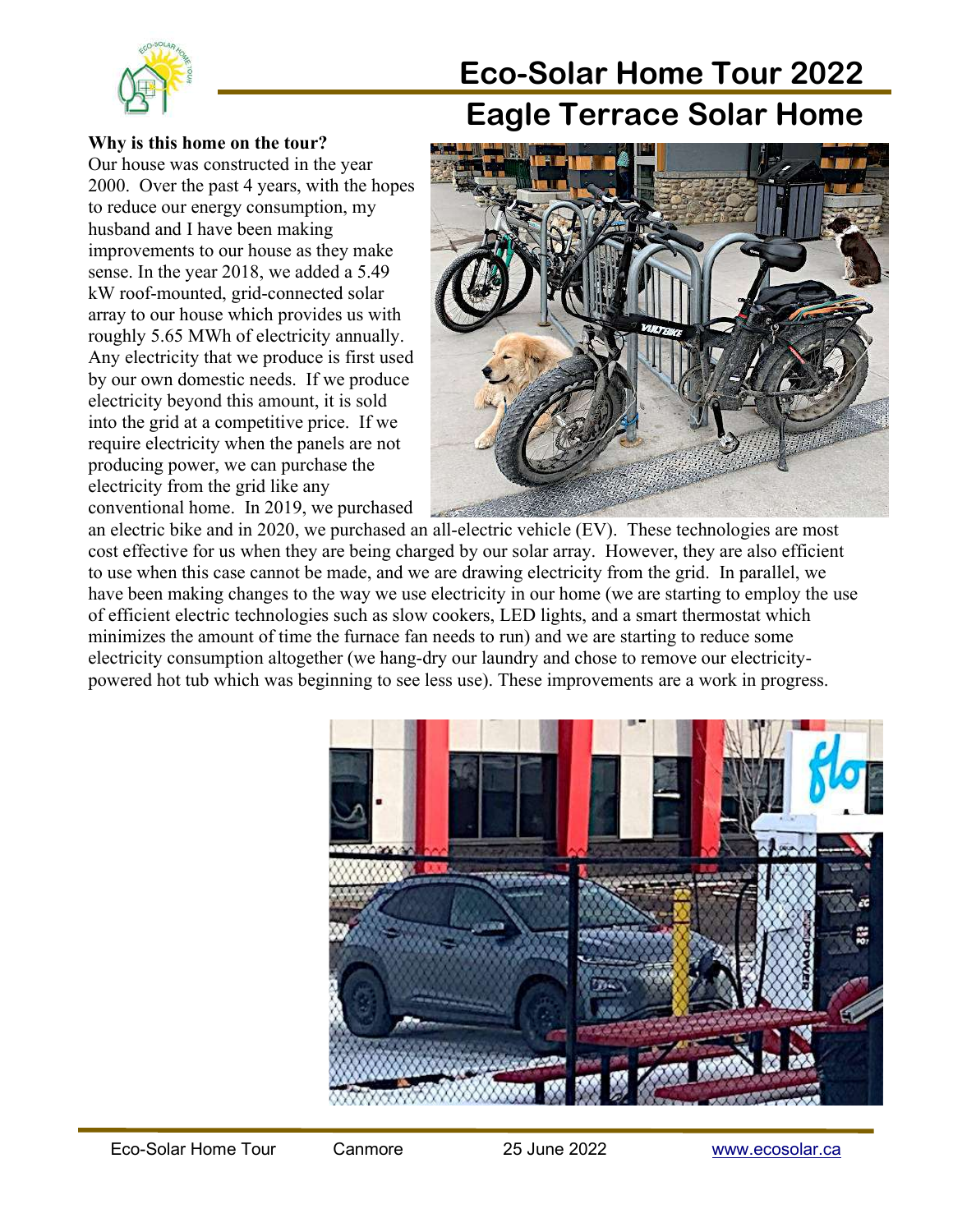# Eco-Solar Home Tour 2022

## Eagle Terrace Solar Home

**Why is this home on the tour?**

Our house was constructed in the year 2000. Over the past 4 years, with the hopes to reduce our energy consumption, my husband and I have been making improvements to our house as they make sense. In the year 2018, we added a 5.49 kW roof-mounted, grid-connected solar array to our house which provides us with roughly 5.65 MWh of electricity annually. Any electricity that we produce is first used by our own domestic needs. If we produce electricity beyond this amount, it is sold into the grid at a competitive price. If we require electricity when the panels are not producing power, we can purchase the electricity from the grid like any conventional home. In 2019, we purchased an electric bike and in 2020, we purchased an all-electric vehicle (EV). These technologies are most cost effective for us when they are being charged by our solar array. However, they are also efficient to use when this case cannot be made, and we are drawing electricity from the grid. In parallel, we have been making changes to the way we use electricity in our home (we are starting to employ the use of efficient electric technologies such as slow cookers, LED lights, and a smart thermostat which minimizes the amount of time the furnace fan needs to run) and we are starting to reduce some electricity consumption altogether (we hang-dry our laundry and chose to remove our electricity-powered hot tub which was beginning to see less use). These improvements are a work in progress.